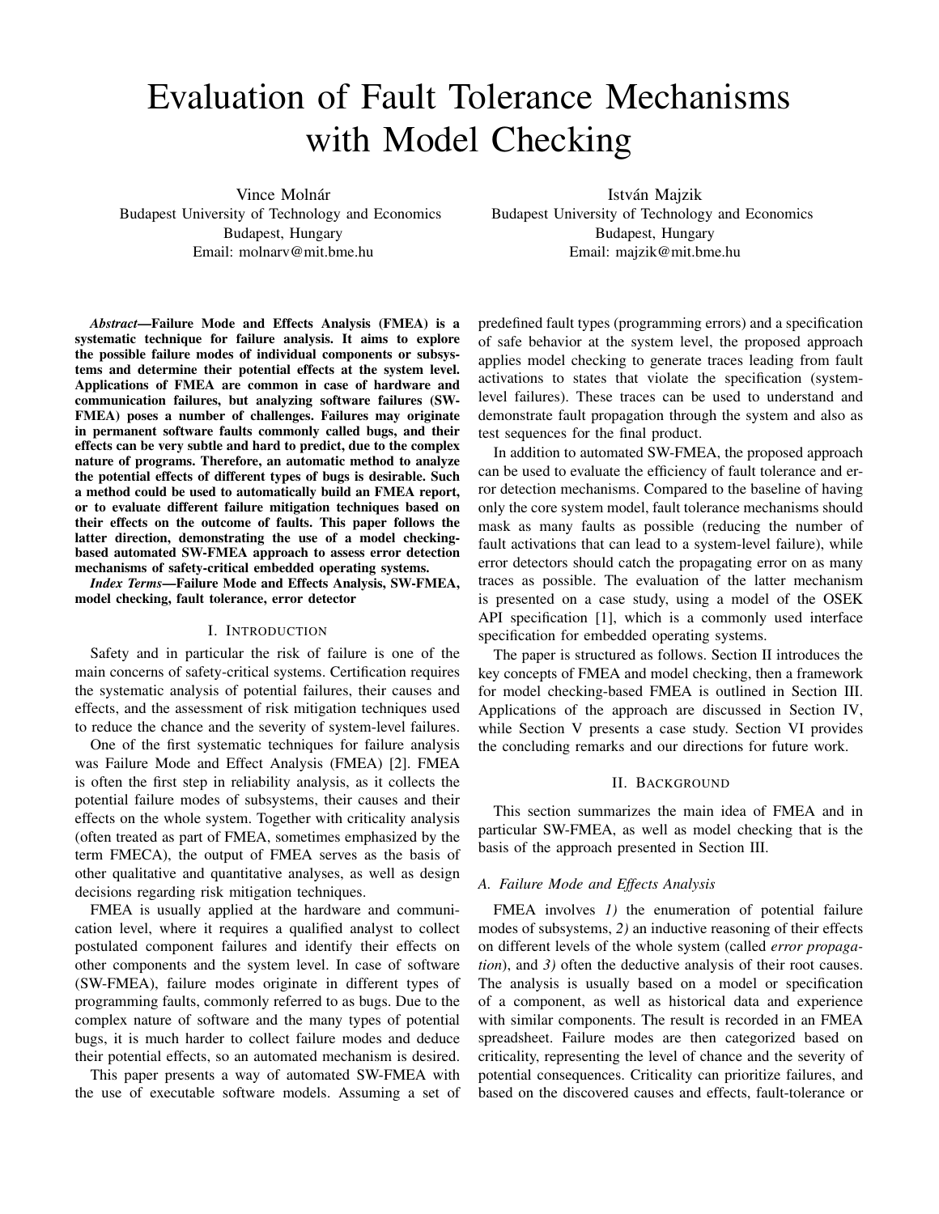# Evaluation of Fault Tolerance Mechanisms with Model Checking

Vince Molnár
Budapest University of Technology and Economics
Budapest, Hungary
Email: molnarv@mit.bme.hu

István Majzik
Budapest University of Technology and Economics
Budapest, Hungary
Email: majzik@mit.bme.hu

***Abstract*—Failure Mode and Effects Analysis (FMEA) is a systematic technique for failure analysis. It aims to explore the possible failure modes of individual components or subsystems and determine their potential effects at the system level. Applications of FMEA are common in case of hardware and communication failures, but analyzing software failures (SW-FMEA) poses a number of challenges. Failures may originate in permanent software faults commonly called bugs, and their effects can be very subtle and hard to predict, due to the complex nature of programs. Therefore, an automatic method to analyze the potential effects of different types of bugs is desirable. Such a method could be used to automatically build an FMEA report, or to evaluate different failure mitigation techniques based on their effects on the outcome of faults. This paper follows the latter direction, demonstrating the use of a model checking-based automated SW-FMEA approach to assess error detection mechanisms of safety-critical embedded operating systems.**

***Index Terms*—Failure Mode and Effects Analysis, SW-FMEA, model checking, fault tolerance, error detector**

## I. Introduction

Safety and in particular the risk of failure is one of the main concerns of safety-critical systems. Certification requires the systematic analysis of potential failures, their causes and effects, and the assessment of risk mitigation techniques used to reduce the chance and the severity of system-level failures.

One of the first systematic techniques for failure analysis was Failure Mode and Effect Analysis (FMEA) [2]. FMEA is often the first step in reliability analysis, as it collects the potential failure modes of subsystems, their causes and their effects on the whole system. Together with criticality analysis (often treated as part of FMEA, sometimes emphasized by the term FMECA), the output of FMEA serves as the basis of other qualitative and quantitative analyses, as well as design decisions regarding risk mitigation techniques.

FMEA is usually applied at the hardware and communication level, where it requires a qualified analyst to collect postulated component failures and identify their effects on other components and the system level. In case of software (SW-FMEA), failure modes originate in different types of programming faults, commonly referred to as bugs. Due to the complex nature of software and the many types of potential bugs, it is much harder to collect failure modes and deduce their potential effects, so an automated mechanism is desired.

This paper presents a way of automated SW-FMEA with the use of executable software models. Assuming a set of predefined fault types (programming errors) and a specification of safe behavior at the system level, the proposed approach applies model checking to generate traces leading from fault activations to states that violate the specification (system-level failures). These traces can be used to understand and demonstrate fault propagation through the system and also as test sequences for the final product.

In addition to automated SW-FMEA, the proposed approach can be used to evaluate the efficiency of fault tolerance and error detection mechanisms. Compared to the baseline of having only the core system model, fault tolerance mechanisms should mask as many faults as possible (reducing the number of fault activations that can lead to a system-level failure), while error detectors should catch the propagating error on as many traces as possible. The evaluation of the latter mechanism is presented on a case study, using a model of the OSEK API specification [1], which is a commonly used interface specification for embedded operating systems.

The paper is structured as follows. Section II introduces the key concepts of FMEA and model checking, then a framework for model checking-based FMEA is outlined in Section III. Applications of the approach are discussed in Section IV, while Section V presents a case study. Section VI provides the concluding remarks and our directions for future work.

## II. Background

This section summarizes the main idea of FMEA and in particular SW-FMEA, as well as model checking that is the basis of the approach presented in Section III.

### A. Failure Mode and Effects Analysis

FMEA involves *1)* the enumeration of potential failure modes of subsystems, *2)* an inductive reasoning of their effects on different levels of the whole system (called *error propagation*), and *3)* often the deductive analysis of their root causes. The analysis is usually based on a model or specification of a component, as well as historical data and experience with similar components. The result is recorded in an FMEA spreadsheet. Failure modes are then categorized based on criticality, representing the level of chance and the severity of potential consequences. Criticality can prioritize failures, and based on the discovered causes and effects, fault-tolerance or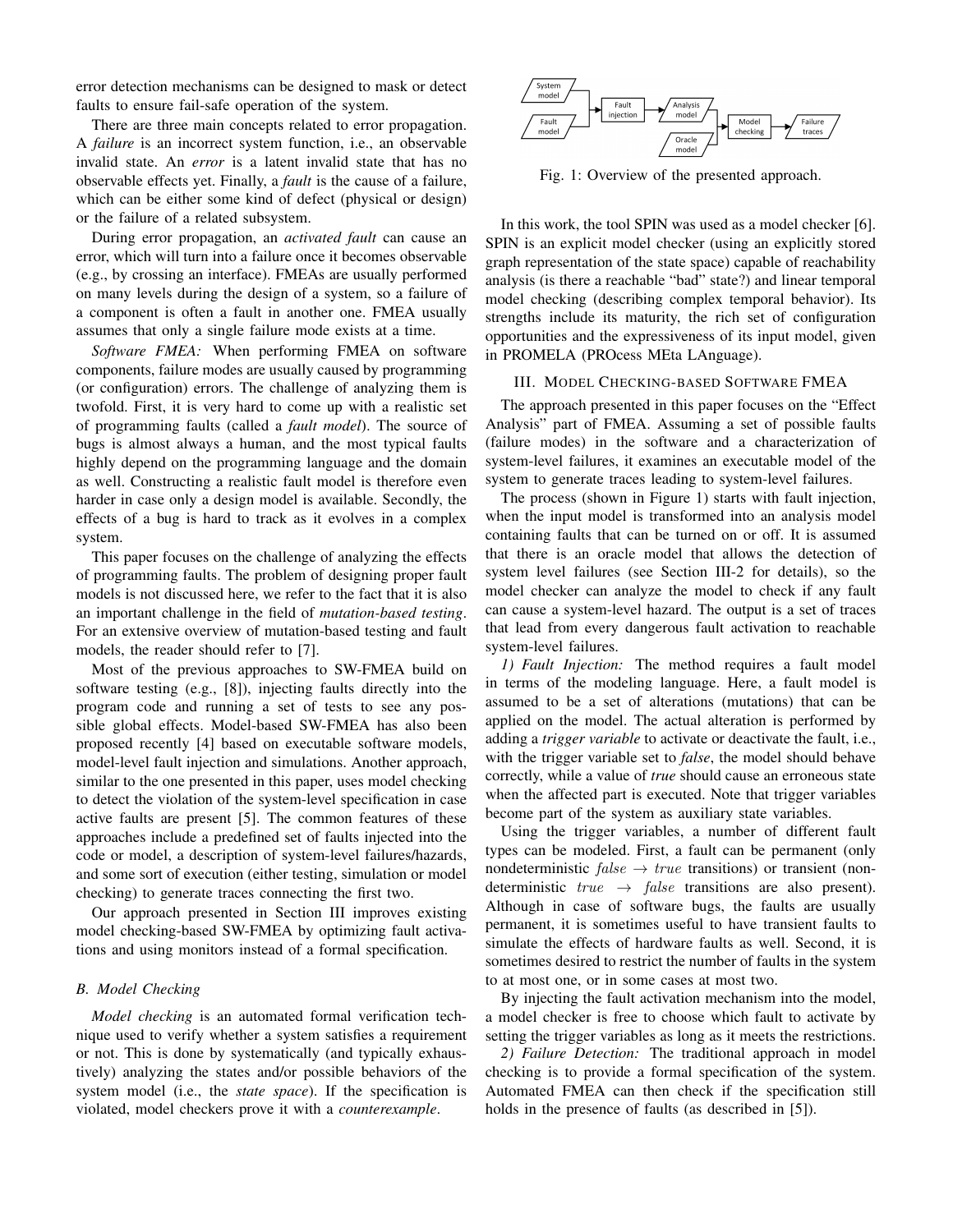error detection mechanisms can be designed to mask or detect faults to ensure fail-safe operation of the system.

There are three main concepts related to error propagation. A *failure* is an incorrect system function, i.e., an observable invalid state. An *error* is a latent invalid state that has no observable effects yet. Finally, a *fault* is the cause of a failure, which can be either some kind of defect (physical or design) or the failure of a related subsystem.

During error propagation, an *activated fault* can cause an error, which will turn into a failure once it becomes observable (e.g., by crossing an interface). FMEAs are usually performed on many levels during the design of a system, so a failure of a component is often a fault in another one. FMEA usually assumes that only a single failure mode exists at a time.

*Software FMEA:* When performing FMEA on software components, failure modes are usually caused by programming (or configuration) errors. The challenge of analyzing them is twofold. First, it is very hard to come up with a realistic set of programming faults (called a *fault model*). The source of bugs is almost always a human, and the most typical faults highly depend on the programming language and the domain as well. Constructing a realistic fault model is therefore even harder in case only a design model is available. Secondly, the effects of a bug is hard to track as it evolves in a complex system.

This paper focuses on the challenge of analyzing the effects of programming faults. The problem of designing proper fault models is not discussed here, we refer to the fact that it is also an important challenge in the field of *mutation-based testing*. For an extensive overview of mutation-based testing and fault models, the reader should refer to [7].

Most of the previous approaches to SW-FMEA build on software testing (e.g., [8]), injecting faults directly into the program code and running a set of tests to see any possible global effects. Model-based SW-FMEA has also been proposed recently [4] based on executable software models, model-level fault injection and simulations. Another approach, similar to the one presented in this paper, uses model checking to detect the violation of the system-level specification in case active faults are present [5]. The common features of these approaches include a predefined set of faults injected into the code or model, a description of system-level failures/hazards, and some sort of execution (either testing, simulation or model checking) to generate traces connecting the first two.

Our approach presented in Section III improves existing model checking-based SW-FMEA by optimizing fault activations and using monitors instead of a formal specification.

### B. Model Checking

*Model checking* is an automated formal verification technique used to verify whether a system satisfies a requirement or not. This is done by systematically (and typically exhaustively) analyzing the states and/or possible behaviors of the system model (i.e., the *state space*). If the specification is violated, model checkers prove it with a *counterexample*.

Fig. 1: Overview of the presented approach.

In this work, the tool SPIN was used as a model checker [6]. SPIN is an explicit model checker (using an explicitly stored graph representation of the state space) capable of reachability analysis (is there a reachable "bad" state?) and linear temporal model checking (describing complex temporal behavior). Its strengths include its maturity, the rich set of configuration opportunities and the expressiveness of its input model, given in PROMELA (PROcess MEta LAnguage).

## III. Model Checking-based Software FMEA

The approach presented in this paper focuses on the "Effect Analysis" part of FMEA. Assuming a set of possible faults (failure modes) in the software and a characterization of system-level failures, it examines an executable model of the system to generate traces leading to system-level failures.

The process (shown in Figure 1) starts with fault injection, when the input model is transformed into an analysis model containing faults that can be turned on or off. It is assumed that there is an oracle model that allows the detection of system level failures (see Section III-2 for details), so the model checker can analyze the model to check if any fault can cause a system-level hazard. The output is a set of traces that lead from every dangerous fault activation to reachable system-level failures.

*1) Fault Injection:* The method requires a fault model in terms of the modeling language. Here, a fault model is assumed to be a set of alterations (mutations) that can be applied on the model. The actual alteration is performed by adding a *trigger variable* to activate or deactivate the fault, i.e., with the trigger variable set to *false*, the model should behave correctly, while a value of *true* should cause an erroneous state when the affected part is executed. Note that trigger variables become part of the system as auxiliary state variables.

Using the trigger variables, a number of different fault types can be modeled. First, a fault can be permanent (only nondeterministic $false \rightarrow true$ transitions) or transient (nondeterministic $true \rightarrow false$ transitions are also present). Although in case of software bugs, the faults are usually permanent, it is sometimes useful to have transient faults to simulate the effects of hardware faults as well. Second, it is sometimes desired to restrict the number of faults in the system to at most one, or in some cases at most two.

By injecting the fault activation mechanism into the model, a model checker is free to choose which fault to activate by setting the trigger variables as long as it meets the restrictions.

*2) Failure Detection:* The traditional approach in model checking is to provide a formal specification of the system. Automated FMEA can then check if the specification still holds in the presence of faults (as described in [5]).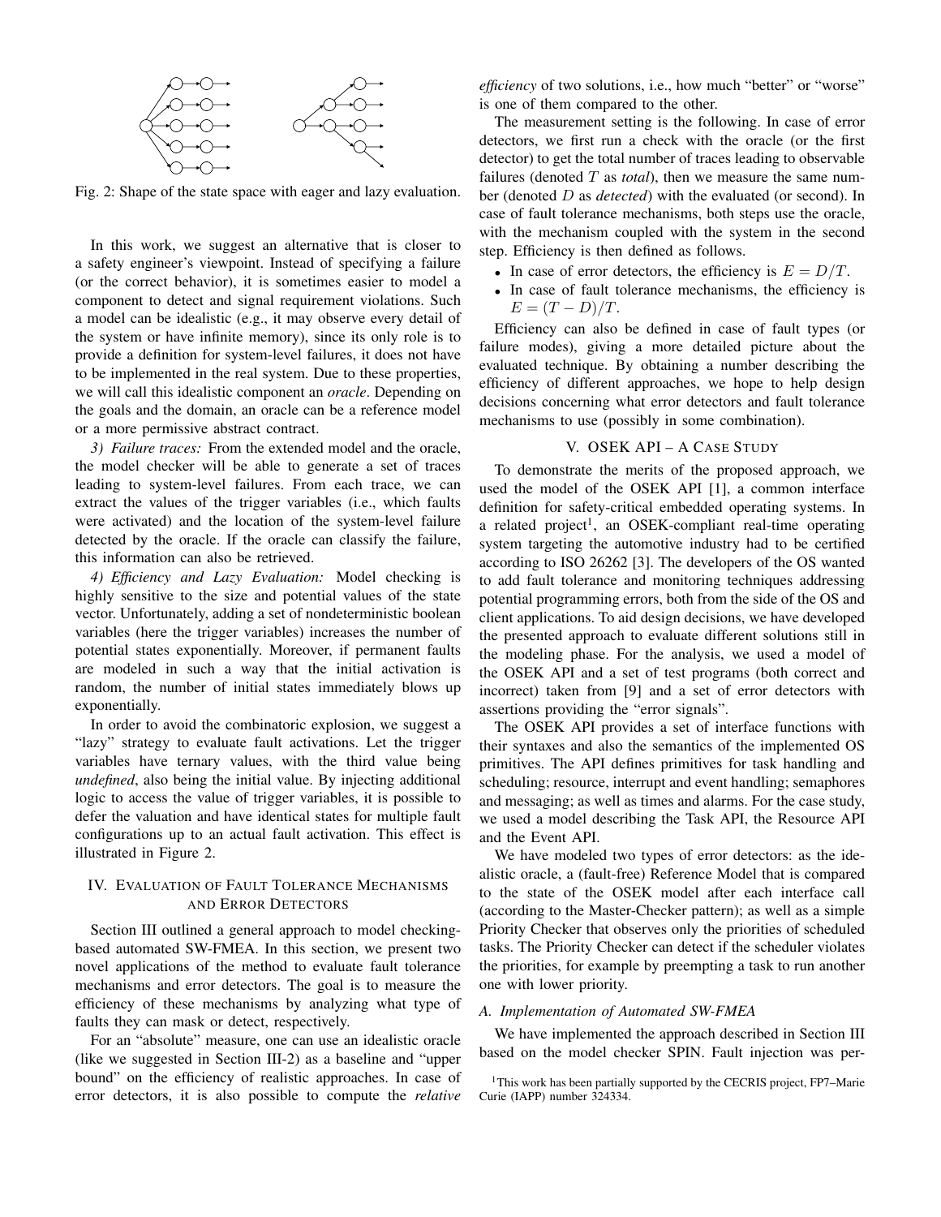Fig. 2: Shape of the state space with eager and lazy evaluation.

In this work, we suggest an alternative that is closer to a safety engineer's viewpoint. Instead of specifying a failure (or the correct behavior), it is sometimes easier to model a component to detect and signal requirement violations. Such a model can be idealistic (e.g., it may observe every detail of the system or have infinite memory), since its only role is to provide a definition for system-level failures, it does not have to be implemented in the real system. Due to these properties, we will call this idealistic component an *oracle*. Depending on the goals and the domain, an oracle can be a reference model or a more permissive abstract contract.

*3) Failure traces:* From the extended model and the oracle, the model checker will be able to generate a set of traces leading to system-level failures. From each trace, we can extract the values of the trigger variables (i.e., which faults were activated) and the location of the system-level failure detected by the oracle. If the oracle can classify the failure, this information can also be retrieved.

*4) Efficiency and Lazy Evaluation:* Model checking is highly sensitive to the size and potential values of the state vector. Unfortunately, adding a set of nondeterministic boolean variables (here the trigger variables) increases the number of potential states exponentially. Moreover, if permanent faults are modeled in such a way that the initial activation is random, the number of initial states immediately blows up exponentially.

In order to avoid the combinatoric explosion, we suggest a "lazy" strategy to evaluate fault activations. Let the trigger variables have ternary values, with the third value being *undefined*, also being the initial value. By injecting additional logic to access the value of trigger variables, it is possible to defer the valuation and have identical states for multiple fault configurations up to an actual fault activation. This effect is illustrated in Figure 2.

## IV. Evaluation of Fault Tolerance Mechanisms and Error Detectors

Section III outlined a general approach to model checking-based automated SW-FMEA. In this section, we present two novel applications of the method to evaluate fault tolerance mechanisms and error detectors. The goal is to measure the efficiency of these mechanisms by analyzing what type of faults they can mask or detect, respectively.

For an "absolute" measure, one can use an idealistic oracle (like we suggested in Section III-2) as a baseline and "upper bound" on the efficiency of realistic approaches. In case of error detectors, it is also possible to compute the *relative efficiency* of two solutions, i.e., how much "better" or "worse" is one of them compared to the other.

The measurement setting is the following. In case of error detectors, we first run a check with the oracle (or the first detector) to get the total number of traces leading to observable failures (denoted $T$ as *total*), then we measure the same number (denoted $D$ as *detected*) with the evaluated (or second). In case of fault tolerance mechanisms, both steps use the oracle, with the mechanism coupled with the system in the second step. Efficiency is then defined as follows.

- In case of error detectors, the efficiency is $E = D/T$.
- In case of fault tolerance mechanisms, the efficiency is $E = (T - D)/T$.

Efficiency can also be defined in case of fault types (or failure modes), giving a more detailed picture about the evaluated technique. By obtaining a number describing the efficiency of different approaches, we hope to help design decisions concerning what error detectors and fault tolerance mechanisms to use (possibly in some combination).

## V. OSEK API – A Case Study

To demonstrate the merits of the proposed approach, we used the model of the OSEK API [1], a common interface definition for safety-critical embedded operating systems. In a related project[1], an OSEK-compliant real-time operating system targeting the automotive industry had to be certified according to ISO 26262 [3]. The developers of the OS wanted to add fault tolerance and monitoring techniques addressing potential programming errors, both from the side of the OS and client applications. To aid design decisions, we have developed the presented approach to evaluate different solutions still in the modeling phase. For the analysis, we used a model of the OSEK API and a set of test programs (both correct and incorrect) taken from [9] and a set of error detectors with assertions providing the "error signals".

The OSEK API provides a set of interface functions with their syntaxes and also the semantics of the implemented OS primitives. The API defines primitives for task handling and scheduling; resource, interrupt and event handling; semaphores and messaging; as well as times and alarms. For the case study, we used a model describing the Task API, the Resource API and the Event API.

We have modeled two types of error detectors: as the idealistic oracle, a (fault-free) Reference Model that is compared to the state of the OSEK model after each interface call (according to the Master-Checker pattern); as well as a simple Priority Checker that observes only the priorities of scheduled tasks. The Priority Checker can detect if the scheduler violates the priorities, for example by preempting a task to run another one with lower priority.

### A. Implementation of Automated SW-FMEA

We have implemented the approach described in Section III based on the model checker SPIN. Fault injection was per-

[1]This work has been partially supported by the CECRIS project, FP7–Marie Curie (IAPP) number 324334.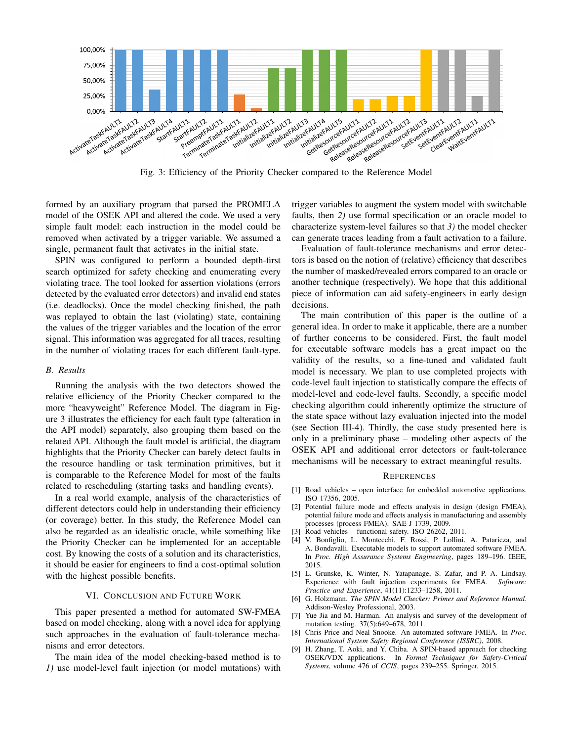100,00%
75,00%
50,00%
25,00%
0,00%

ActivateTaskFAULT1
ActivateTaskFAULT2
ActivateTaskFAULT3
ActivateTaskFAULT4
StartFAULT1
StartFAULT2
PreemptFAULT1
TerminateTaskFAULT1
TerminateTaskFAULT2
InitializeFAULT1
InitializeFAULT2
InitializeFAULT3
InitializeFAULT4
InitializeFAULT5
GetResourceFAULT1
GetResourceFAULT2
ReleaseResourceFAULT1
ReleaseResourceFAULT2
ReleaseResourceFAULT3
SetEventFAULT1
SetEventFAULT2
ClearEventFAULT1
WaitEventFAULT1

Fig. 3: Efficiency of the Priority Checker compared to the Reference Model

formed by an auxiliary program that parsed the PROMELA model of the OSEK API and altered the code. We used a very simple fault model: each instruction in the model could be removed when activated by a trigger variable. We assumed a single, permanent fault that activates in the initial state.

SPIN was configured to perform a bounded depth-first search optimized for safety checking and enumerating every violating trace. The tool looked for assertion violations (errors detected by the evaluated error detectors) and invalid end states (i.e. deadlocks). Once the model checking finished, the path was replayed to obtain the last (violating) state, containing the values of the trigger variables and the location of the error signal. This information was aggregated for all traces, resulting in the number of violating traces for each different fault-type.

### *B. Results*

Running the analysis with the two detectors showed the relative efficiency of the Priority Checker compared to the more "heavyweight" Reference Model. The diagram in Figure 3 illustrates the efficiency for each fault type (alteration in the API model) separately, also grouping them based on the related API. Although the fault model is artificial, the diagram highlights that the Priority Checker can barely detect faults in the resource handling or task termination primitives, but it is comparable to the Reference Model for most of the faults related to rescheduling (starting tasks and handling events).

In a real world example, analysis of the characteristics of different detectors could help in understanding their efficiency (or coverage) better. In this study, the Reference Model can also be regarded as an idealistic oracle, while something like the Priority Checker can be implemented for an acceptable cost. By knowing the costs of a solution and its characteristics, it should be easier for engineers to find a cost-optimal solution with the highest possible benefits.

## VI. Conclusion and Future Work

This paper presented a method for automated SW-FMEA based on model checking, along with a novel idea for applying such approaches in the evaluation of fault-tolerance mechanisms and error detectors.

The main idea of the model checking-based method is to *1)* use model-level fault injection (or model mutations) with trigger variables to augment the system model with switchable faults, then *2)* use formal specification or an oracle model to characterize system-level failures so that *3)* the model checker can generate traces leading from a fault activation to a failure.

Evaluation of fault-tolerance mechanisms and error detectors is based on the notion of (relative) efficiency that describes the number of masked/revealed errors compared to an oracle or another technique (respectively). We hope that this additional piece of information can aid safety-engineers in early design decisions.

The main contribution of this paper is the outline of a general idea. In order to make it applicable, there are a number of further concerns to be considered. First, the fault model for executable software models has a great impact on the validity of the results, so a fine-tuned and validated fault model is necessary. We plan to use completed projects with code-level fault injection to statistically compare the effects of model-level and code-level faults. Secondly, a specific model checking algorithm could inherently optimize the structure of the state space without lazy evaluation injected into the model (see Section III-4). Thirdly, the case study presented here is only in a preliminary phase – modeling other aspects of the OSEK API and additional error detectors or fault-tolerance mechanisms will be necessary to extract meaningful results.

## References

[1] Road vehicles – open interface for embedded automotive applications. ISO 17356, 2005.

[2] Potential failure mode and effects analysis in design (design FMEA), potential failure mode and effects analysis in manufacturing and assembly processes (process FMEA). SAE J 1739, 2009.

[3] Road vehicles – functional safety. ISO 26262, 2011.

[4] V. Bonfiglio, L. Montecchi, F. Rossi, P. Lollini, A. Pataricza, and A. Bondavalli. Executable models to support automated software FMEA. In *Proc. High Assurance Systems Engineering*, pages 189–196. IEEE, 2015.

[5] L. Grunske, K. Winter, N. Yatapanage, S. Zafar, and P. A. Lindsay. Experience with fault injection experiments for FMEA. *Software: Practice and Experience*, 41(11):1233–1258, 2011.

[6] G. Holzmann. *The SPIN Model Checker: Primer and Reference Manual*. Addison-Wesley Professional, 2003.

[7] Yue Jia and M. Harman. An analysis and survey of the development of mutation testing. 37(5):649–678, 2011.

[8] Chris Price and Neal Snooke. An automated software FMEA. In *Proc. International System Safety Regional Conference (ISSRC)*, 2008.

[9] H. Zhang, T. Aoki, and Y. Chiba. A SPIN-based approach for checking OSEK/VDX applications. In *Formal Techniques for Safety-Critical Systems*, volume 476 of *CCIS*, pages 239–255. Springer, 2015.